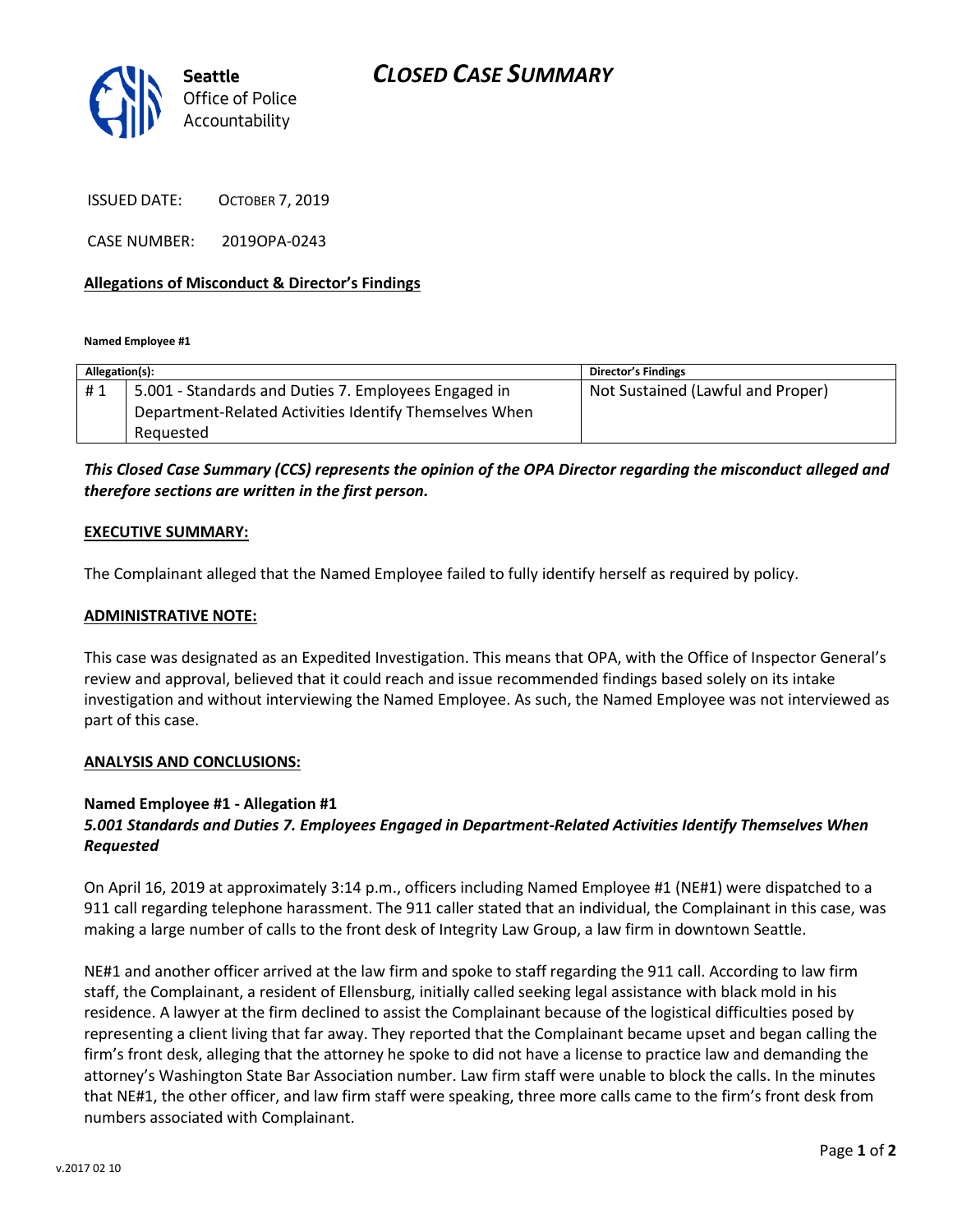Seattle Office of Police Accountability

# *CLOSED CASE SUMMARY*

ISSUED DATE: OCTOBER 7, 2019

CASE NUMBER: 2019OPA-0243

**Allegations of Misconduct & Director's Findings**

**Named Employee #1**

| Allegation(s): | | Director's Findings |
|---|---|---|
| # 1 | 5.001 - Standards and Duties 7. Employees Engaged in Department-Related Activities Identify Themselves When Requested | Not Sustained (Lawful and Proper) |

***This Closed Case Summary (CCS) represents the opinion of the OPA Director regarding the misconduct alleged and therefore sections are written in the first person.***

**EXECUTIVE SUMMARY:**

The Complainant alleged that the Named Employee failed to fully identify herself as required by policy.

**ADMINISTRATIVE NOTE:**

This case was designated as an Expedited Investigation. This means that OPA, with the Office of Inspector General's review and approval, believed that it could reach and issue recommended findings based solely on its intake investigation and without interviewing the Named Employee. As such, the Named Employee was not interviewed as part of this case.

**ANALYSIS AND CONCLUSIONS:**

**Named Employee #1 - Allegation #1**
***5.001 Standards and Duties 7. Employees Engaged in Department-Related Activities Identify Themselves When Requested***

On April 16, 2019 at approximately 3:14 p.m., officers including Named Employee #1 (NE#1) were dispatched to a 911 call regarding telephone harassment. The 911 caller stated that an individual, the Complainant in this case, was making a large number of calls to the front desk of Integrity Law Group, a law firm in downtown Seattle.

NE#1 and another officer arrived at the law firm and spoke to staff regarding the 911 call. According to law firm staff, the Complainant, a resident of Ellensburg, initially called seeking legal assistance with black mold in his residence. A lawyer at the firm declined to assist the Complainant because of the logistical difficulties posed by representing a client living that far away. They reported that the Complainant became upset and began calling the firm's front desk, alleging that the attorney he spoke to did not have a license to practice law and demanding the attorney's Washington State Bar Association number. Law firm staff were unable to block the calls. In the minutes that NE#1, the other officer, and law firm staff were speaking, three more calls came to the firm's front desk from numbers associated with Complainant.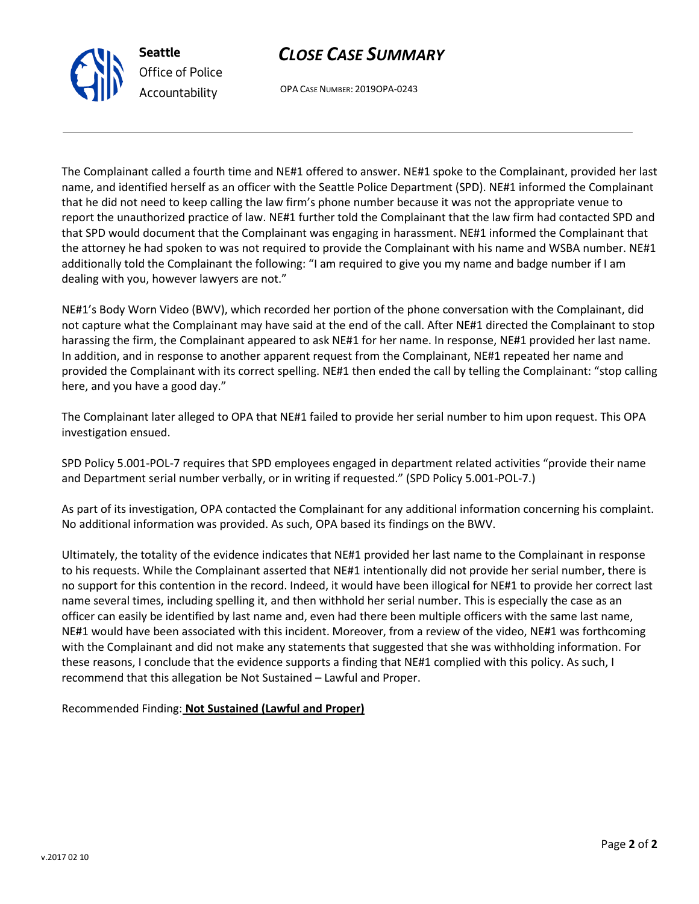The Complainant called a fourth time and NE#1 offered to answer. NE#1 spoke to the Complainant, provided her last name, and identified herself as an officer with the Seattle Police Department (SPD). NE#1 informed the Complainant that he did not need to keep calling the law firm's phone number because it was not the appropriate venue to report the unauthorized practice of law. NE#1 further told the Complainant that the law firm had contacted SPD and that SPD would document that the Complainant was engaging in harassment. NE#1 informed the Complainant that the attorney he had spoken to was not required to provide the Complainant with his name and WSBA number. NE#1 additionally told the Complainant the following: "I am required to give you my name and badge number if I am dealing with you, however lawyers are not."

NE#1's Body Worn Video (BWV), which recorded her portion of the phone conversation with the Complainant, did not capture what the Complainant may have said at the end of the call. After NE#1 directed the Complainant to stop harassing the firm, the Complainant appeared to ask NE#1 for her name. In response, NE#1 provided her last name. In addition, and in response to another apparent request from the Complainant, NE#1 repeated her name and provided the Complainant with its correct spelling. NE#1 then ended the call by telling the Complainant: "stop calling here, and you have a good day."

The Complainant later alleged to OPA that NE#1 failed to provide her serial number to him upon request. This OPA investigation ensued.

SPD Policy 5.001-POL-7 requires that SPD employees engaged in department related activities "provide their name and Department serial number verbally, or in writing if requested." (SPD Policy 5.001-POL-7.)

As part of its investigation, OPA contacted the Complainant for any additional information concerning his complaint. No additional information was provided. As such, OPA based its findings on the BWV.

Ultimately, the totality of the evidence indicates that NE#1 provided her last name to the Complainant in response to his requests. While the Complainant asserted that NE#1 intentionally did not provide her serial number, there is no support for this contention in the record. Indeed, it would have been illogical for NE#1 to provide her correct last name several times, including spelling it, and then withhold her serial number. This is especially the case as an officer can easily be identified by last name and, even had there been multiple officers with the same last name, NE#1 would have been associated with this incident. Moreover, from a review of the video, NE#1 was forthcoming with the Complainant and did not make any statements that suggested that she was withholding information. For these reasons, I conclude that the evidence supports a finding that NE#1 complied with this policy. As such, I recommend that this allegation be Not Sustained – Lawful and Proper.

Recommended Finding: **Not Sustained (Lawful and Proper)**